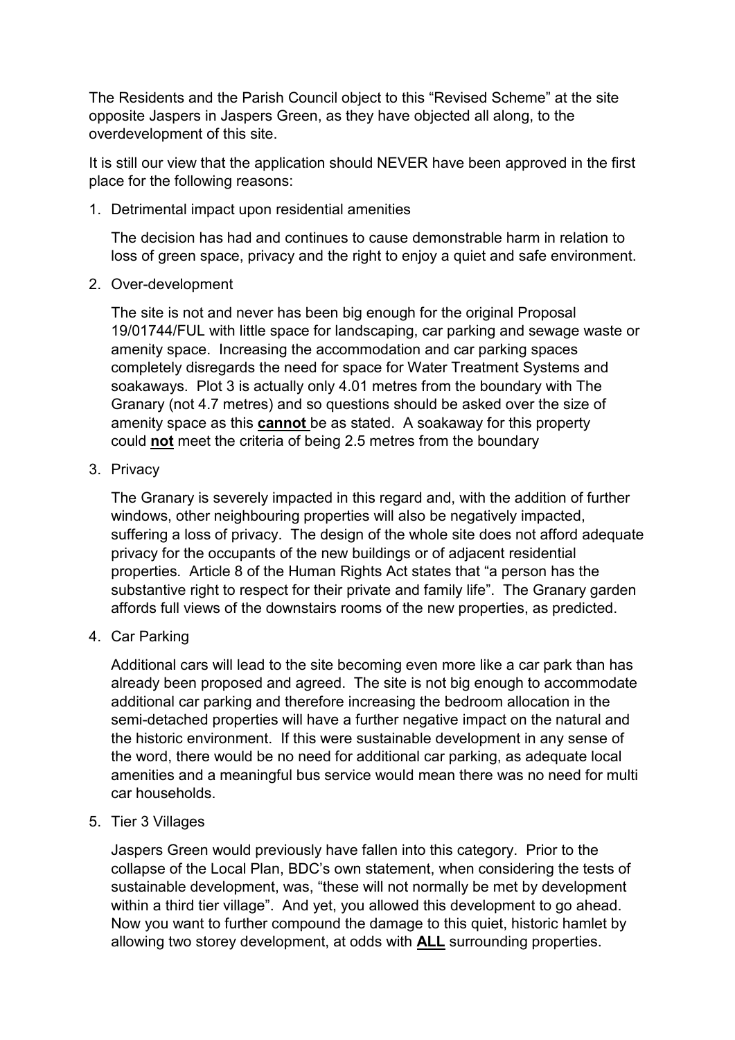The Residents and the Parish Council object to this "Revised Scheme" at the site opposite Jaspers in Jaspers Green, as they have objected all along, to the overdevelopment of this site.

It is still our view that the application should NEVER have been approved in the first place for the following reasons:

1. Detrimental impact upon residential amenities

   The decision has had and continues to cause demonstrable harm in relation to loss of green space, privacy and the right to enjoy a quiet and safe environment.

2. Over-development

   The site is not and never has been big enough for the original Proposal 19/01744/FUL with little space for landscaping, car parking and sewage waste or amenity space. Increasing the accommodation and car parking spaces completely disregards the need for space for Water Treatment Systems and soakaways. Plot 3 is actually only 4.01 metres from the boundary with The Granary (not 4.7 metres) and so questions should be asked over the size of amenity space as this **cannot** be as stated. A soakaway for this property could **not** meet the criteria of being 2.5 metres from the boundary

3. Privacy

   The Granary is severely impacted in this regard and, with the addition of further windows, other neighbouring properties will also be negatively impacted, suffering a loss of privacy. The design of the whole site does not afford adequate privacy for the occupants of the new buildings or of adjacent residential properties. Article 8 of the Human Rights Act states that "a person has the substantive right to respect for their private and family life". The Granary garden affords full views of the downstairs rooms of the new properties, as predicted.

4. Car Parking

   Additional cars will lead to the site becoming even more like a car park than has already been proposed and agreed. The site is not big enough to accommodate additional car parking and therefore increasing the bedroom allocation in the semi-detached properties will have a further negative impact on the natural and the historic environment. If this were sustainable development in any sense of the word, there would be no need for additional car parking, as adequate local amenities and a meaningful bus service would mean there was no need for multi car households.

5. Tier 3 Villages

   Jaspers Green would previously have fallen into this category. Prior to the collapse of the Local Plan, BDC's own statement, when considering the tests of sustainable development, was, "these will not normally be met by development within a third tier village". And yet, you allowed this development to go ahead. Now you want to further compound the damage to this quiet, historic hamlet by allowing two storey development, at odds with **ALL** surrounding properties.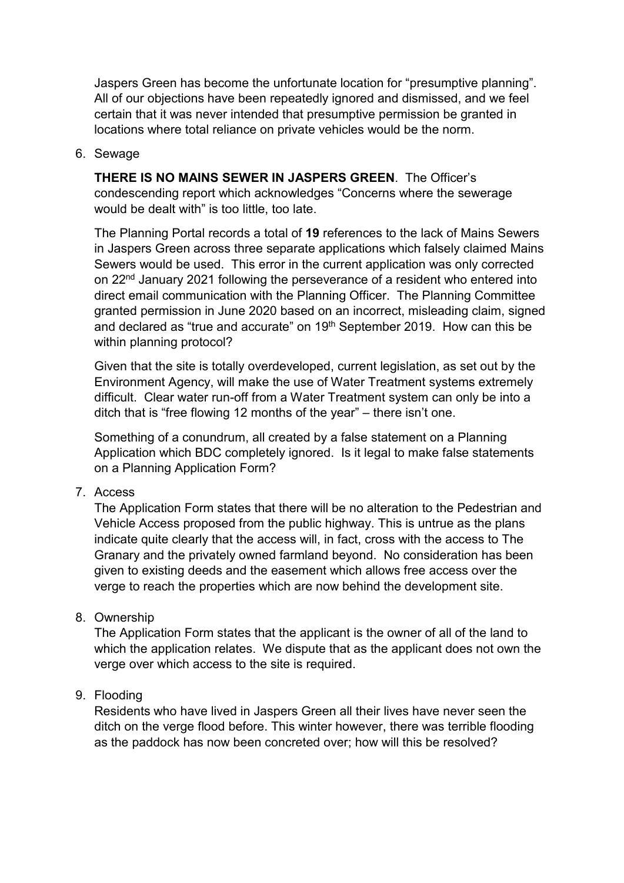Jaspers Green has become the unfortunate location for "presumptive planning". All of our objections have been repeatedly ignored and dismissed, and we feel certain that it was never intended that presumptive permission be granted in locations where total reliance on private vehicles would be the norm.

6. Sewage

   **THERE IS NO MAINS SEWER IN JASPERS GREEN**. The Officer's condescending report which acknowledges "Concerns where the sewerage would be dealt with" is too little, too late.

   The Planning Portal records a total of **19** references to the lack of Mains Sewers in Jaspers Green across three separate applications which falsely claimed Mains Sewers would be used. This error in the current application was only corrected on 22nd January 2021 following the perseverance of a resident who entered into direct email communication with the Planning Officer. The Planning Committee granted permission in June 2020 based on an incorrect, misleading claim, signed and declared as "true and accurate" on 19th September 2019. How can this be within planning protocol?

   Given that the site is totally overdeveloped, current legislation, as set out by the Environment Agency, will make the use of Water Treatment systems extremely difficult. Clear water run-off from a Water Treatment system can only be into a ditch that is "free flowing 12 months of the year" – there isn't one.

   Something of a conundrum, all created by a false statement on a Planning Application which BDC completely ignored. Is it legal to make false statements on a Planning Application Form?

7. Access

   The Application Form states that there will be no alteration to the Pedestrian and Vehicle Access proposed from the public highway. This is untrue as the plans indicate quite clearly that the access will, in fact, cross with the access to The Granary and the privately owned farmland beyond. No consideration has been given to existing deeds and the easement which allows free access over the verge to reach the properties which are now behind the development site.

8. Ownership

   The Application Form states that the applicant is the owner of all of the land to which the application relates. We dispute that as the applicant does not own the verge over which access to the site is required.

9. Flooding

   Residents who have lived in Jaspers Green all their lives have never seen the ditch on the verge flood before. This winter however, there was terrible flooding as the paddock has now been concreted over; how will this be resolved?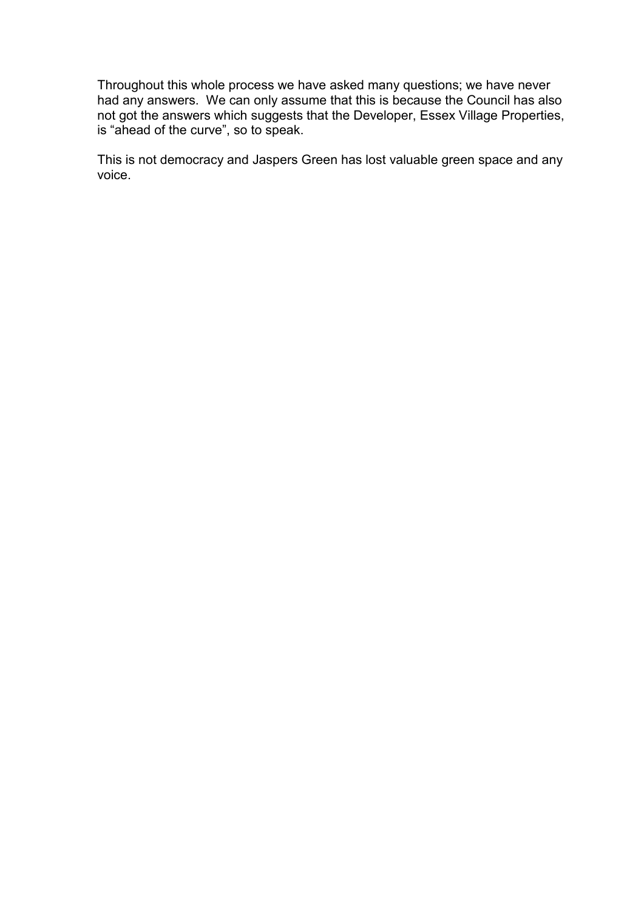Throughout this whole process we have asked many questions; we have never had any answers. We can only assume that this is because the Council has also not got the answers which suggests that the Developer, Essex Village Properties, is “ahead of the curve”, so to speak.

This is not democracy and Jaspers Green has lost valuable green space and any voice.